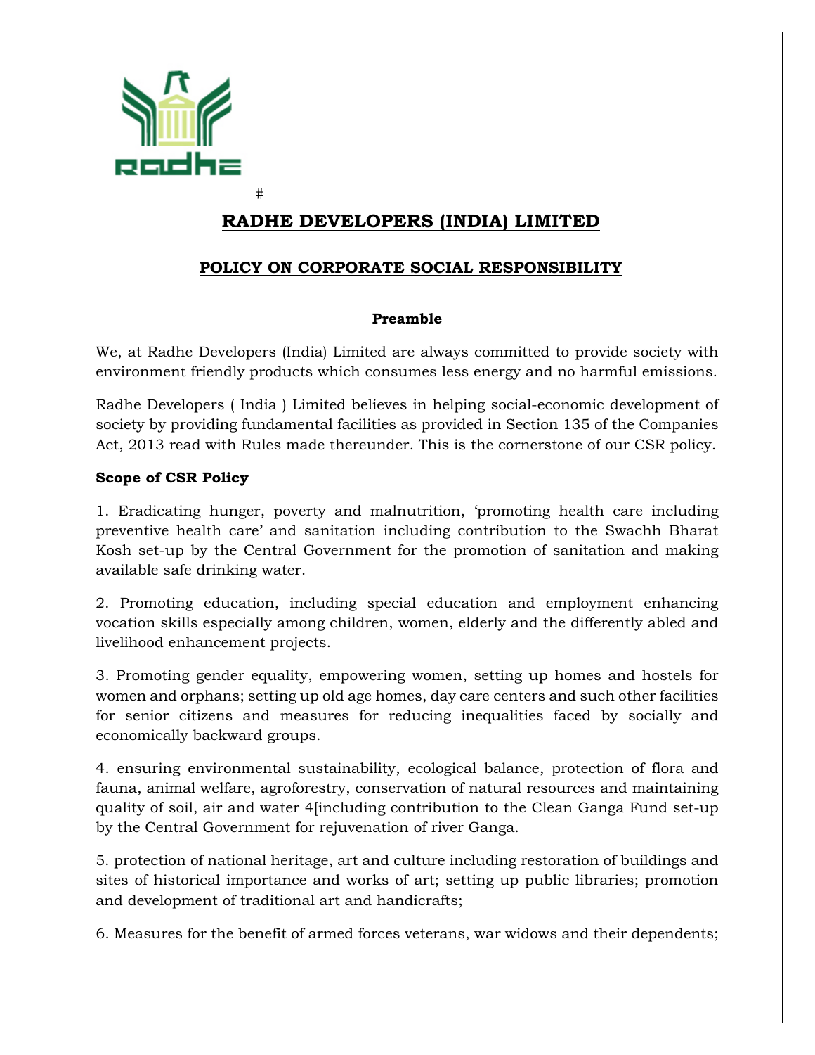Radhe

#

# RADHE DEVELOPERS (INDIA) LIMITED

## POLICY ON CORPORATE SOCIAL RESPONSIBILITY

**Preamble**

We, at Radhe Developers (India) Limited are always committed to provide society with environment friendly products which consumes less energy and no harmful emissions.

Radhe Developers ( India ) Limited believes in helping social-economic development of society by providing fundamental facilities as provided in Section 135 of the Companies Act, 2013 read with Rules made thereunder. This is the cornerstone of our CSR policy.

**Scope of CSR Policy**

1. Eradicating hunger, poverty and malnutrition, 'promoting health care including preventive health care' and sanitation including contribution to the Swachh Bharat Kosh set-up by the Central Government for the promotion of sanitation and making available safe drinking water.

2. Promoting education, including special education and employment enhancing vocation skills especially among children, women, elderly and the differently abled and livelihood enhancement projects.

3. Promoting gender equality, empowering women, setting up homes and hostels for women and orphans; setting up old age homes, day care centers and such other facilities for senior citizens and measures for reducing inequalities faced by socially and economically backward groups.

4. ensuring environmental sustainability, ecological balance, protection of flora and fauna, animal welfare, agroforestry, conservation of natural resources and maintaining quality of soil, air and water 4[including contribution to the Clean Ganga Fund set-up by the Central Government for rejuvenation of river Ganga.

5. protection of national heritage, art and culture including restoration of buildings and sites of historical importance and works of art; setting up public libraries; promotion and development of traditional art and handicrafts;

6. Measures for the benefit of armed forces veterans, war widows and their dependents;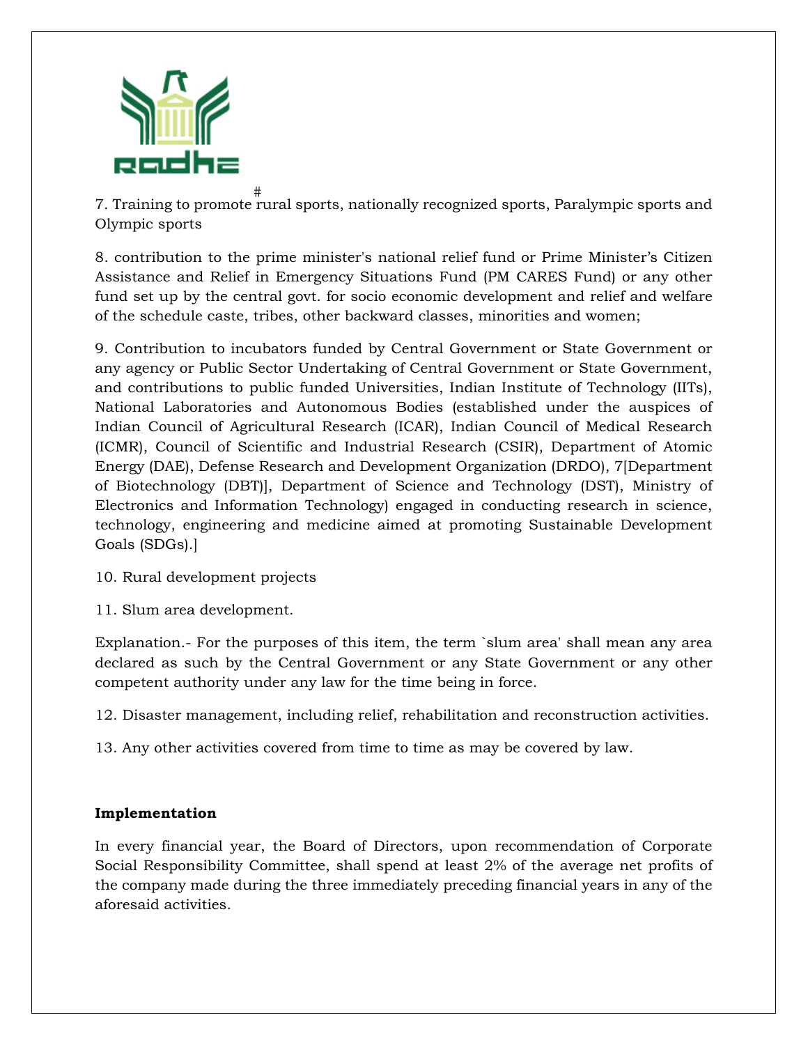7. Training to promote rural sports, nationally recognized sports, Paralympic sports and Olympic sports

8. contribution to the prime minister's national relief fund or Prime Minister's Citizen Assistance and Relief in Emergency Situations Fund (PM CARES Fund) or any other fund set up by the central govt. for socio economic development and relief and welfare of the schedule caste, tribes, other backward classes, minorities and women;

9. Contribution to incubators funded by Central Government or State Government or any agency or Public Sector Undertaking of Central Government or State Government, and contributions to public funded Universities, Indian Institute of Technology (IITs), National Laboratories and Autonomous Bodies (established under the auspices of Indian Council of Agricultural Research (ICAR), Indian Council of Medical Research (ICMR), Council of Scientific and Industrial Research (CSIR), Department of Atomic Energy (DAE), Defense Research and Development Organization (DRDO), 7[Department of Biotechnology (DBT)], Department of Science and Technology (DST), Ministry of Electronics and Information Technology) engaged in conducting research in science, technology, engineering and medicine aimed at promoting Sustainable Development Goals (SDGs).]

10. Rural development projects

11. Slum area development.

Explanation.- For the purposes of this item, the term `slum area' shall mean any area declared as such by the Central Government or any State Government or any other competent authority under any law for the time being in force.

12. Disaster management, including relief, rehabilitation and reconstruction activities.

13. Any other activities covered from time to time as may be covered by law.

**Implementation**

In every financial year, the Board of Directors, upon recommendation of Corporate Social Responsibility Committee, shall spend at least 2% of the average net profits of the company made during the three immediately preceding financial years in any of the aforesaid activities.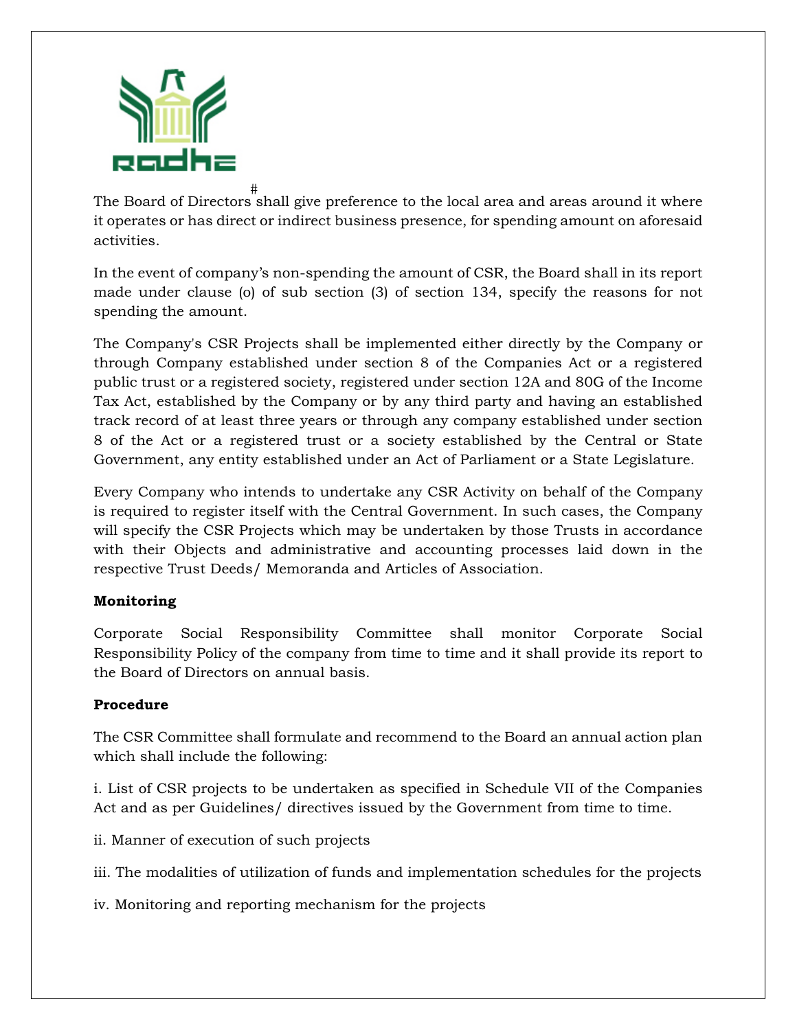The Board of Directors[#] shall give preference to the local area and areas around it where it operates or has direct or indirect business presence, for spending amount on aforesaid activities.

In the event of company's non-spending the amount of CSR, the Board shall in its report made under clause (o) of sub section (3) of section 134, specify the reasons for not spending the amount.

The Company's CSR Projects shall be implemented either directly by the Company or through Company established under section 8 of the Companies Act or a registered public trust or a registered society, registered under section 12A and 80G of the Income Tax Act, established by the Company or by any third party and having an established track record of at least three years or through any company established under section 8 of the Act or a registered trust or a society established by the Central or State Government, any entity established under an Act of Parliament or a State Legislature.

Every Company who intends to undertake any CSR Activity on behalf of the Company is required to register itself with the Central Government. In such cases, the Company will specify the CSR Projects which may be undertaken by those Trusts in accordance with their Objects and administrative and accounting processes laid down in the respective Trust Deeds/ Memoranda and Articles of Association.

**Monitoring**

Corporate Social Responsibility Committee shall monitor Corporate Social Responsibility Policy of the company from time to time and it shall provide its report to the Board of Directors on annual basis.

**Procedure**

The CSR Committee shall formulate and recommend to the Board an annual action plan which shall include the following:

i. List of CSR projects to be undertaken as specified in Schedule VII of the Companies Act and as per Guidelines/ directives issued by the Government from time to time.

ii. Manner of execution of such projects

iii. The modalities of utilization of funds and implementation schedules for the projects

iv. Monitoring and reporting mechanism for the projects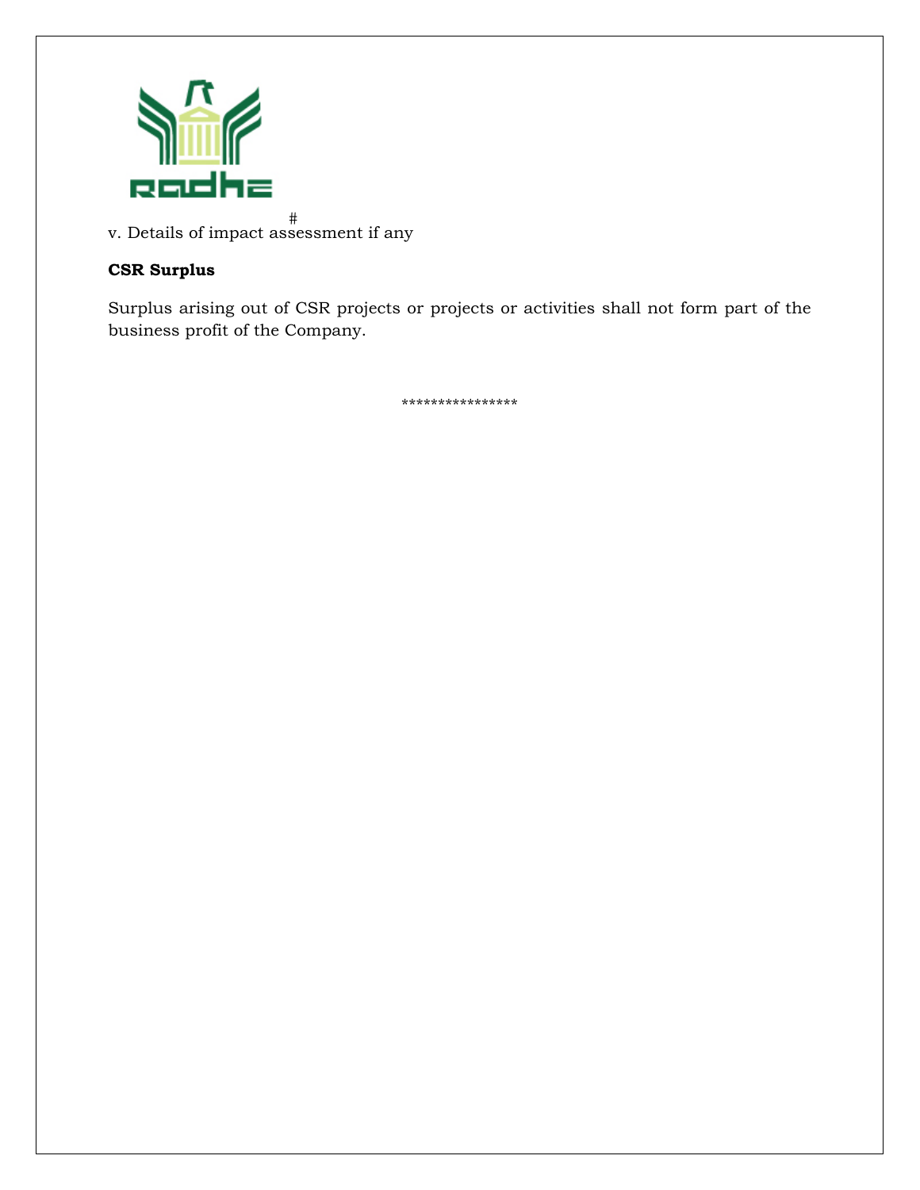v. Details of impact assessment if any

**CSR Surplus**

Surplus arising out of CSR projects or projects or activities shall not form part of the business profit of the Company.

****************